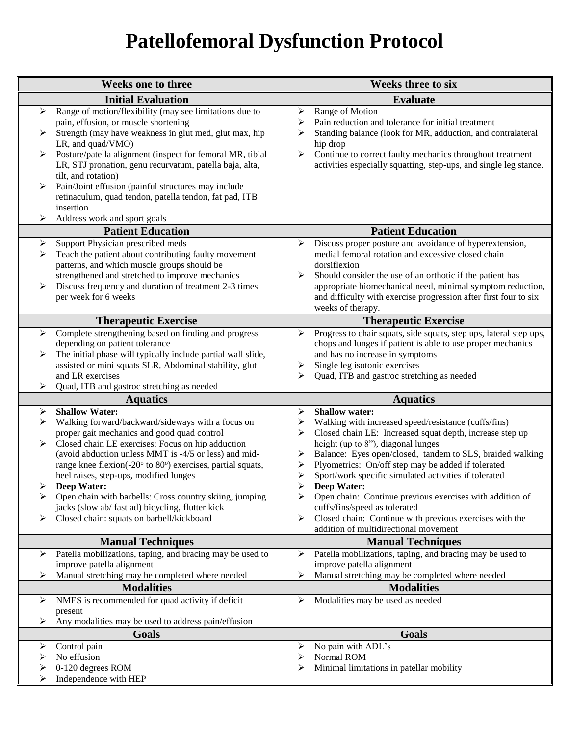# Patellofemoral Dysfunction Protocol

| Weeks one to three | Weeks three to six |
|---|---|
| **Initial Evaluation** | **Evaluate** |
| ➢ Range of motion/flexibility (may see limitations due to pain, effusion, or muscle shortening<br>➢ Strength (may have weakness in glut med, glut max, hip LR, and quad/VMO)<br>➢ Posture/patella alignment (inspect for femoral MR, tibial LR, STJ pronation, genu recurvatum, patella baja, alta, tilt, and rotation)<br>➢ Pain/Joint effusion (painful structures may include retinaculum, quad tendon, patella tendon, fat pad, ITB insertion<br>➢ Address work and sport goals | ➢ Range of Motion<br>➢ Pain reduction and tolerance for initial treatment<br>➢ Standing balance (look for MR, adduction, and contralateral hip drop<br>➢ Continue to correct faulty mechanics throughout treatment activities especially squatting, step-ups, and single leg stance. |
| **Patient Education** | **Patient Education** |
| ➢ Support Physician prescribed meds<br>➢ Teach the patient about contributing faulty movement patterns, and which muscle groups should be strengthened and stretched to improve mechanics<br>➢ Discuss frequency and duration of treatment 2-3 times per week for 6 weeks | ➢ Discuss proper posture and avoidance of hyperextension, medial femoral rotation and excessive closed chain dorsiflexion<br>➢ Should consider the use of an orthotic if the patient has appropriate biomechanical need, minimal symptom reduction, and difficulty with exercise progression after first four to six weeks of therapy. |
| **Therapeutic Exercise** | **Therapeutic Exercise** |
| ➢ Complete strengthening based on finding and progress depending on patient tolerance<br>➢ The initial phase will typically include partial wall slide, assisted or mini squats SLR, Abdominal stability, glut and LR exercises<br>➢ Quad, ITB and gastroc stretching as needed | ➢ Progress to chair squats, side squats, step ups, lateral step ups, chops and lunges if patient is able to use proper mechanics and has no increase in symptoms<br>➢ Single leg isotonic exercises<br>➢ Quad, ITB and gastroc stretching as needed |
| **Aquatics** | **Aquatics** |
| ➢ **Shallow Water:**<br>➢ Walking forward/backward/sideways with a focus on proper gait mechanics and good quad control<br>➢ Closed chain LE exercises: Focus on hip adduction (avoid abduction unless MMT is -4/5 or less) and mid-range knee flexion(-20° to 80°) exercises, partial squats, heel raises, step-ups, modified lunges<br>➢ **Deep Water:**<br>➢ Open chain with barbells: Cross country skiing, jumping jacks (slow ab/ fast ad) bicycling, flutter kick<br>➢ Closed chain: squats on barbell/kickboard | ➢ **Shallow water:**<br>➢ Walking with increased speed/resistance (cuffs/fins)<br>➢ Closed chain LE: Increased squat depth, increase step up height (up to 8"), diagonal lunges<br>➢ Balance: Eyes open/closed, tandem to SLS, braided walking<br>➢ Plyometrics: On/off step may be added if tolerated<br>➢ Sport/work specific simulated activities if tolerated<br>➢ **Deep Water:**<br>➢ Open chain: Continue previous exercises with addition of cuffs/fins/speed as tolerated<br>➢ Closed chain: Continue with previous exercises with the addition of multidirectional movement |
| **Manual Techniques** | **Manual Techniques** |
| ➢ Patella mobilizations, taping, and bracing may be used to improve patella alignment<br>➢ Manual stretching may be completed where needed | ➢ Patella mobilizations, taping, and bracing may be used to improve patella alignment<br>➢ Manual stretching may be completed where needed |
| **Modalities** | **Modalities** |
| ➢ NMES is recommended for quad activity if deficit present<br>➢ Any modalities may be used to address pain/effusion | ➢ Modalities may be used as needed |
| **Goals** | **Goals** |
| ➢ Control pain<br>➢ No effusion<br>➢ 0-120 degrees ROM<br>➢ Independence with HEP | ➢ No pain with ADL's<br>➢ Normal ROM<br>➢ Minimal limitations in patellar mobility |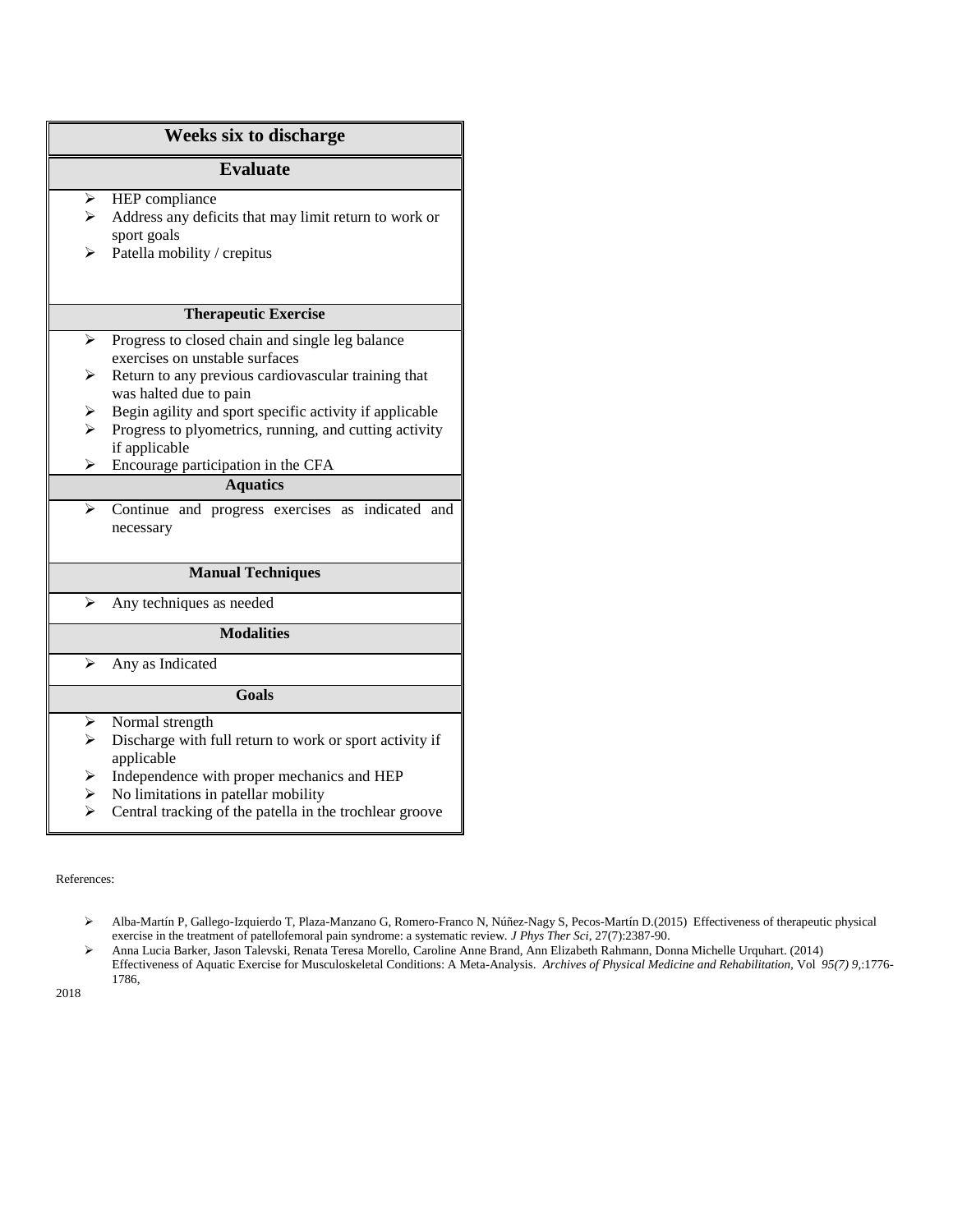## Weeks six to discharge

### Evaluate

- HEP compliance
- Address any deficits that may limit return to work or sport goals
- Patella mobility / crepitus

### Therapeutic Exercise

- Progress to closed chain and single leg balance exercises on unstable surfaces
- Return to any previous cardiovascular training that was halted due to pain
- Begin agility and sport specific activity if applicable
- Progress to plyometrics, running, and cutting activity if applicable
- Encourage participation in the CFA

### Aquatics

- Continue and progress exercises as indicated and necessary

### Manual Techniques

- Any techniques as needed

### Modalities

- Any as Indicated

### Goals

- Normal strength
- Discharge with full return to work or sport activity if applicable
- Independence with proper mechanics and HEP
- No limitations in patellar mobility
- Central tracking of the patella in the trochlear groove

References:

- Alba-Martín P, Gallego-Izquierdo T, Plaza-Manzano G, Romero-Franco N, Núñez-Nagy S, Pecos-Martín D.(2015) Effectiveness of therapeutic physical exercise in the treatment of patellofemoral pain syndrome: a systematic review. *J Phys Ther Sci*, 27(7):2387-90.
- Anna Lucia Barker, Jason Talevski, Renata Teresa Morello, Caroline Anne Brand, Ann Elizabeth Rahmann, Donna Michelle Urquhart. (2014) Effectiveness of Aquatic Exercise for Musculoskeletal Conditions: A Meta-Analysis. *Archives of Physical Medicine and Rehabilitation*, Vol *95(7) 9,*:1776-1786,

2018